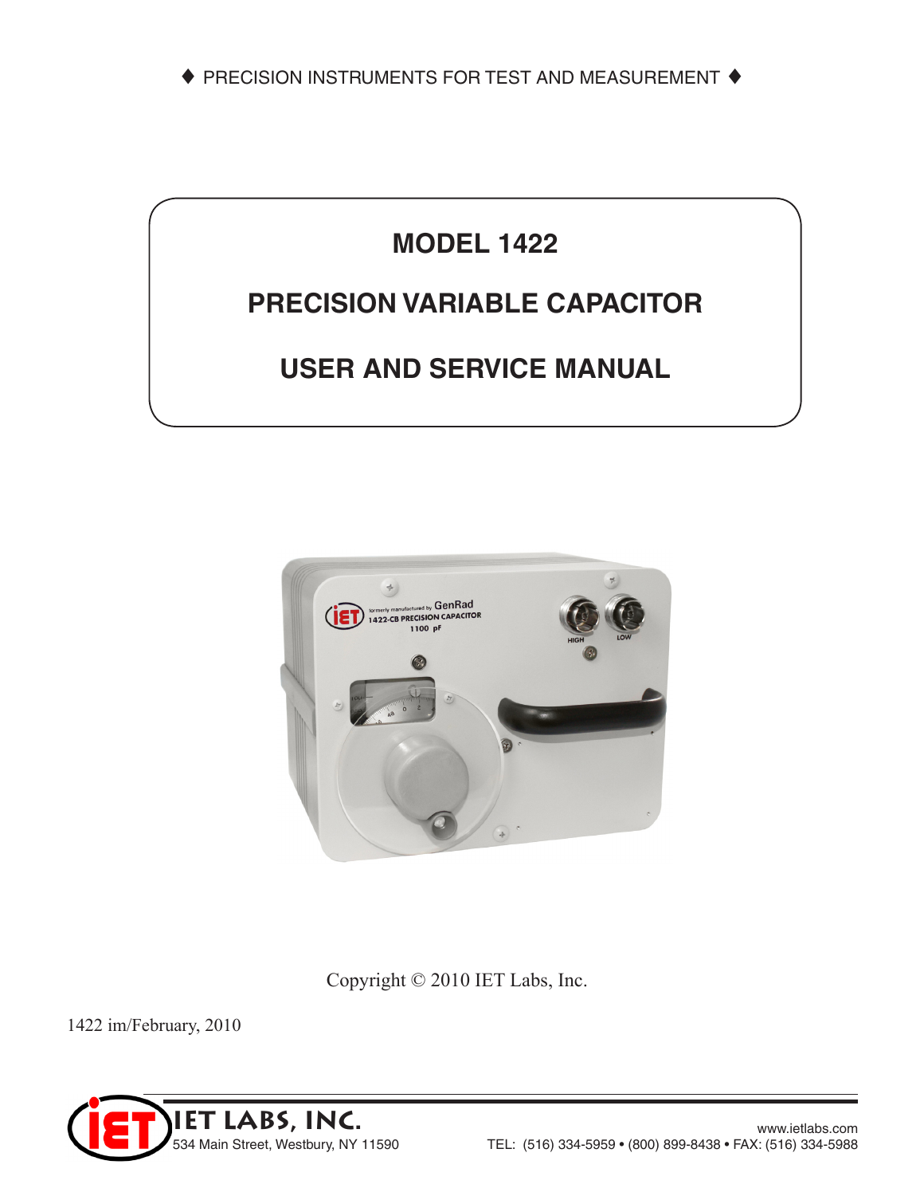♦ PRECISION INSTRUMENTS FOR TEST AND MEASUREMENT ♦

# MODEL 1422

# PRECISION VARIABLE CAPACITOR

# USER AND SERVICE MANUAL

Copyright © 2010 IET Labs, Inc.

1422 im/February, 2010

**IET LABS, INC.**
534 Main Street, Westbury, NY 11590

www.ietlabs.com
TEL: (516) 334-5959 • (800) 899-8438 • FAX: (516) 334-5988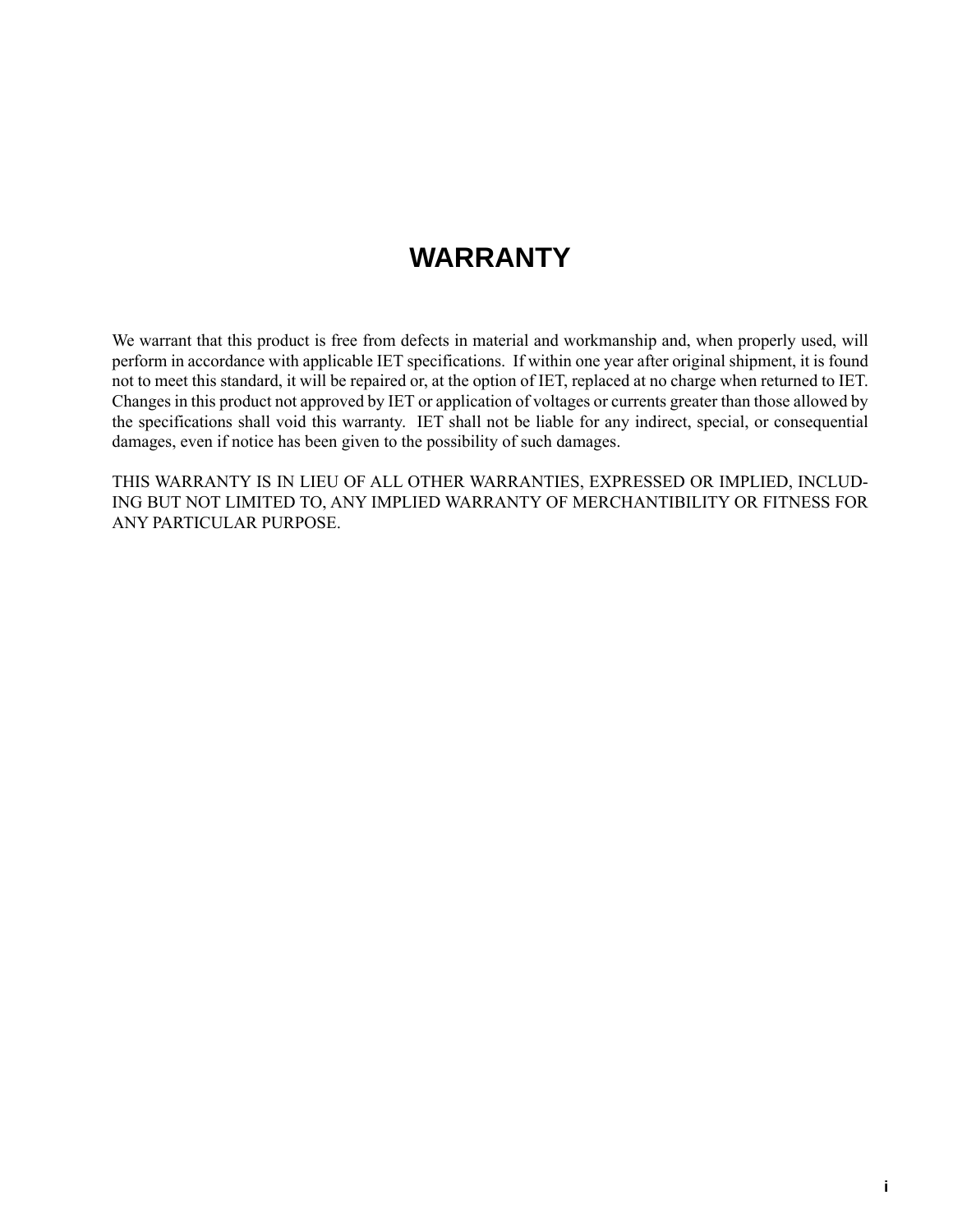# WARRANTY

We warrant that this product is free from defects in material and workmanship and, when properly used, will perform in accordance with applicable IET specifications. If within one year after original shipment, it is found not to meet this standard, it will be repaired or, at the option of IET, replaced at no charge when returned to IET. Changes in this product not approved by IET or application of voltages or currents greater than those allowed by the specifications shall void this warranty. IET shall not be liable for any indirect, special, or consequential damages, even if notice has been given to the possibility of such damages.

THIS WARRANTY IS IN LIEU OF ALL OTHER WARRANTIES, EXPRESSED OR IMPLIED, INCLUDING BUT NOT LIMITED TO, ANY IMPLIED WARRANTY OF MERCHANTIBILITY OR FITNESS FOR ANY PARTICULAR PURPOSE.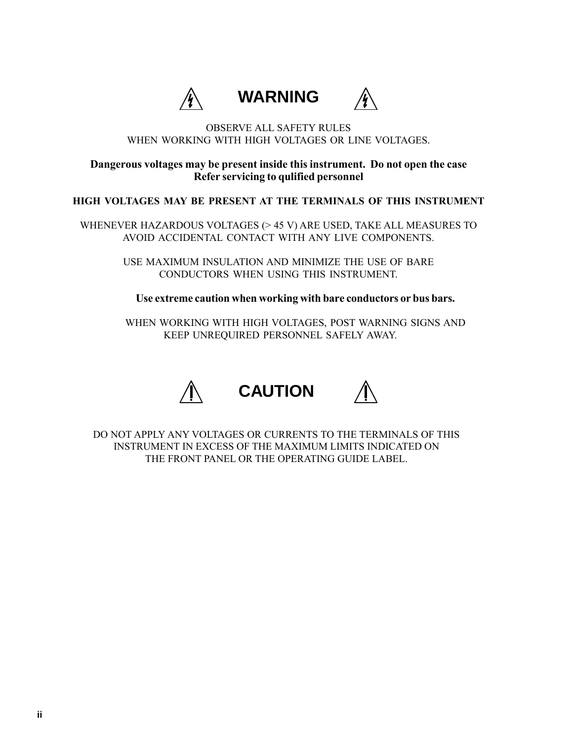# WARNING

OBSERVE ALL SAFETY RULES
WHEN WORKING WITH HIGH VOLTAGES OR LINE VOLTAGES.

**Dangerous voltages may be present inside this instrument. Do not open the case**
**Refer servicing to qulified personnel**

**HIGH VOLTAGES MAY BE PRESENT AT THE TERMINALS OF THIS INSTRUMENT**

WHENEVER HAZARDOUS VOLTAGES (> 45 V) ARE USED, TAKE ALL MEASURES TO AVOID ACCIDENTAL CONTACT WITH ANY LIVE COMPONENTS.

USE MAXIMUM INSULATION AND MINIMIZE THE USE OF BARE CONDUCTORS WHEN USING THIS INSTRUMENT.

**Use extreme caution when working with bare conductors or bus bars.**

WHEN WORKING WITH HIGH VOLTAGES, POST WARNING SIGNS AND KEEP UNREQUIRED PERSONNEL SAFELY AWAY.

# CAUTION

DO NOT APPLY ANY VOLTAGES OR CURRENTS TO THE TERMINALS OF THIS INSTRUMENT IN EXCESS OF THE MAXIMUM LIMITS INDICATED ON THE FRONT PANEL OR THE OPERATING GUIDE LABEL.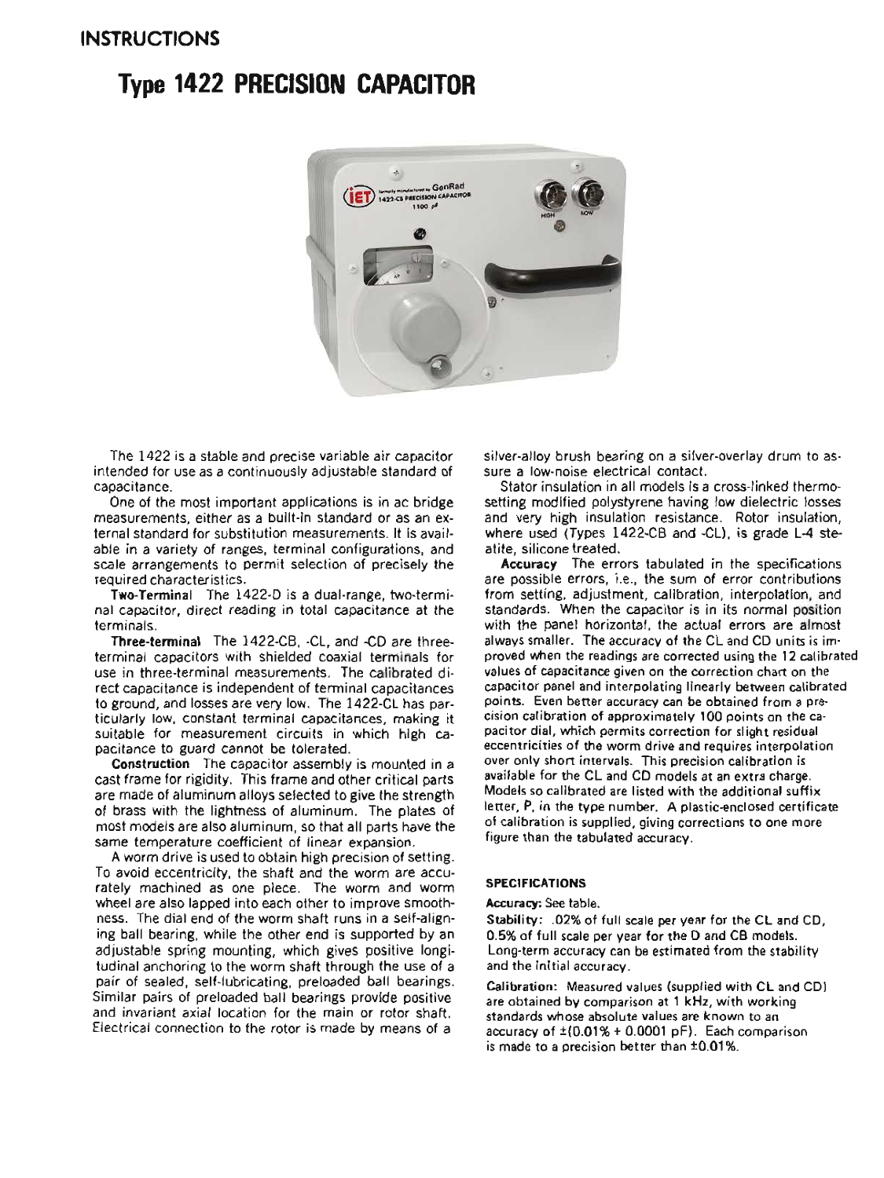## INSTRUCTIONS

# Type 1422 PRECISION CAPACITOR

The 1422 is a stable and precise variable air capacitor intended for use as a continuously adjustable standard of capacitance.

One of the most important applications is in ac bridge measurements, either as a built-in standard or as an external standard for substitution measurements. It is available in a variety of ranges, terminal configurations, and scale arrangements to permit selection of precisely the required characteristics.

**Two-Terminal** The 1422-D is a dual-range, two-terminal capacitor, direct reading in total capacitance at the terminals.

**Three-terminal** The 1422-CB, -CL, and -CD are three-terminal capacitors with shielded coaxial terminals for use in three-terminal measurements. The calibrated direct capacitance is independent of terminal capacitances to ground, and losses are very low. The 1422-CL has particularly low, constant terminal capacitances, making it suitable for measurement circuits in which high capacitance to guard cannot be tolerated.

**Construction** The capacitor assembly is mounted in a cast frame for rigidity. This frame and other critical parts are made of aluminum alloys selected to give the strength of brass with the lightness of aluminum. The plates of most models are also aluminum, so that all parts have the same temperature coefficient of linear expansion.

A worm drive is used to obtain high precision of setting. To avoid eccentricity, the shaft and the worm are accurately machined as one piece. The worm and worm wheel are also lapped into each other to improve smoothness. The dial end of the worm shaft runs in a self-aligning ball bearing, while the other end is supported by an adjustable spring mounting, which gives positive longitudinal anchoring to the worm shaft through the use of a pair of sealed, self-lubricating, preloaded ball bearings. Similar pairs of preloaded ball bearings provide positive and invariant axial location for the main or rotor shaft. Electrical connection to the rotor is made by means of a silver-alloy brush bearing on a silver-overlay drum to assure a low-noise electrical contact.

Stator insulation in all models is a cross-linked thermosetting modified polystyrene having low dielectric losses and very high insulation resistance. Rotor insulation, where used (Types 1422-CB and -CL), is grade L-4 steatite, silicone treated.

**Accuracy** The errors tabulated in the specifications are possible errors, i.e., the sum of error contributions from setting, adjustment, calibration, interpolation, and standards. When the capacitor is in its normal position with the panel horizontal, the actual errors are almost always smaller. The accuracy of the CL and CD units is improved when the readings are corrected using the 12 calibrated values of capacitance given on the correction chart on the capacitor panel and interpolating linearly between calibrated points. Even better accuracy can be obtained from a precision calibration of approximately 100 points on the capacitor dial, which permits correction for slight residual eccentricities of the worm drive and requires interpolation over only short intervals. This precision calibration is available for the CL and CD models at an extra charge. Models so calibrated are listed with the additional suffix letter, P, in the type number. A plastic-enclosed certificate of calibration is supplied, giving corrections to one more figure than the tabulated accuracy.

### SPECIFICATIONS

**Accuracy:** See table.

**Stability:** .02% of full scale per year for the CL and CD, 0.5% of full scale per year for the D and CB models. Long-term accuracy can be estimated from the stability and the initial accuracy.

**Calibration:** Measured values (supplied with CL and CD) are obtained by comparison at 1 kHz, with working standards whose absolute values are known to an accuracy of ±(0.01% + 0.0001 pF). Each comparison is made to a precision better than ±0.01%.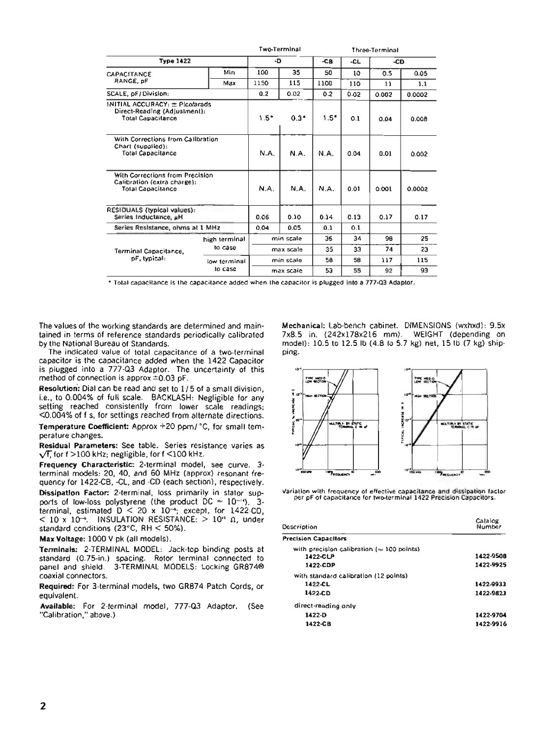| Type 1422 | | Two-Terminal -D | | Three-Terminal -CB | -CL | -CD | |
|---|---|---|---|---|---|---|---|
| CAPACITANCE RANGE, pF | Min | 100 | 35 | 50 | 10 | 0.5 | 0.05 |
| | Max | 1150 | 115 | 1100 | 110 | 11 | 1.1 |
| SCALE, pF/Division: | | 0.2 | 0.02 | 0.2 | 0.02 | 0.002 | 0.0002 |
| INITIAL ACCURACY: ± Picofarads Direct-Reading (Adjustment): Total Capacitance | | 1.5* | 0.3* | 1.5* | 0.1 | 0.04 | 0.008 |
| With Corrections from Calibration Chart (supplied): Total Capacitance | | N.A. | N.A. | N.A. | 0.04 | 0.01 | 0.002 |
| With Corrections from Precision Calibration (extra charge): Total Capacitance | | N.A. | N.A. | N.A. | 0.01 | 0.001 | 0.0002 |
| RESIDUALS (typical values): Series Inductance, µH | | 0.06 | 0.10 | 0.14 | 0.13 | 0.17 | 0.17 |
| Series Resistance, ohms at 1 MHz | | 0.04 | 0.05 | 0.1 | 0.1 | | |
| Terminal Capacitance, pF, typical: high terminal to case | | min scale | | 36 | 34 | 98 | 25 |
| | | max scale | | 35 | 33 | 74 | 23 |
| low terminal to case | | min scale | | 58 | 58 | 117 | 115 |
| | | max scale | | 53 | 55 | 92 | 93 |

* Total capacitance is the capacitance added when the capacitor is plugged into a 777-Q3 Adaptor.

The values of the working standards are determined and maintained in terms of reference standards periodically calibrated by the National Bureau of Standards.

The indicated value of total capacitance of a two-terminal capacitor is the capacitance added when the 1422 Capacitor is plugged into a 777-Q3 Adaptor. The uncertainty of this method of connection is approx ±0.03 pF.

**Resolution:** Dial can be read and set to 1/5 of a small division, i.e., to 0.004% of full scale. BACKLASH: Negligible for any setting reached consistently from lower scale readings; <0.004% of f s, for settings reached from alternate directions.

**Temperature Coefficient:** Approx +20 ppm/°C, for small temperature changes.

**Residual Parameters:** See table. Series resistance varies as $\sqrt{f}$, for f >100 kHz; negligible, for f <100 kHz.

**Frequency Characteristic:** 2-terminal model, see curve. 3-terminal models: 20, 40, and 60 MHz (approx) resonant frequency for 1422-CB, -CL, and -CD (each section), respectively.

**Dissipation Factor:** 2-terminal, loss primarily in stator supports of low-loss polystyrene (the product DC ≈ $10^{-14}$). 3-terminal, estimated D < 20 x $10^{-6}$; except, for 1422-CD, < 10 x $10^{-6}$. INSULATION RESISTANCE: > $10^{11}$ Ω, under standard conditions (23°C, RH < 50%).

**Max Voltage:** 1000 V pk (all models).

**Terminals:** 2-TERMINAL MODEL: Jack-top binding posts at standard (0.75-in.) spacing. Rotor terminal connected to panel and shield. 3-TERMINAL MODELS: Locking GR874® coaxial connectors.

**Required:** For 3-terminal models, two GR874 Patch Cords, or equivalent.

**Available:** For 2-terminal model, 777-Q3 Adaptor. (See "Calibration," above.)

**Mechanical:** Lab-bench cabinet. DIMENSIONS (wxhxd): 9.5x 7x8.5 in. (242x178x216 mm). WEIGHT (depending on model): 10.5 to 12.5 lb (4.8 to 5.7 kg) net, 15 lb (7 kg) shipping.

Variation with frequency of effective capacitance and dissipation factor per pF of capacitance for two-terminal 1422 Precision Capacitors.

| Description | Catalog Number |
|---|---|
| **Precision Capacitors** | |
| with precision calibration (≈ 100 points) | |
| **1422-CLP** | **1422-9508** |
| **1422-CDP** | **1422-9925** |
| with standard calibration (12 points) | |
| **1422-CL** | **1422-9933** |
| **1422-CD** | **1422-9823** |
| direct-reading only | |
| **1422-D** | **1422-9704** |
| **1422-CB** | **1422-9916** |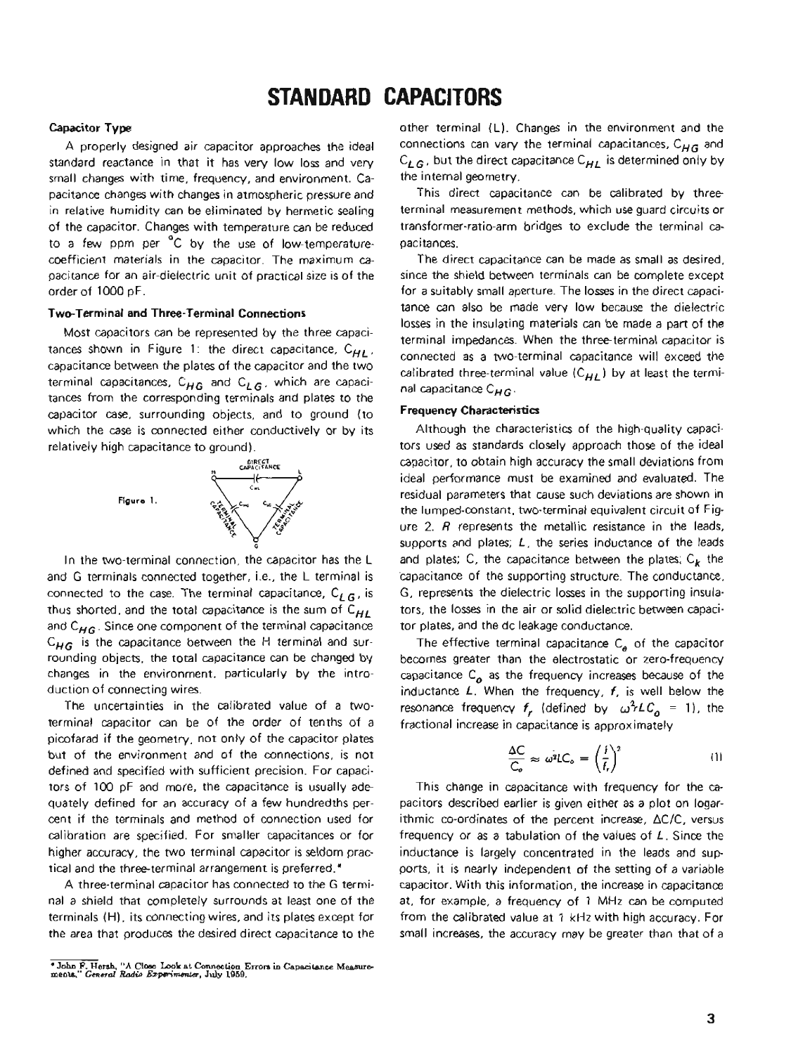# STANDARD CAPACITORS

### Capacitor Type

A properly designed air capacitor approaches the ideal standard reactance in that it has very low loss and very small changes with time, frequency, and environment. Capacitance changes with changes in atmospheric pressure and in relative humidity can be eliminated by hermetic sealing of the capacitor. Changes with temperature can be reduced to a few ppm per °C by the use of low-temperature-coefficient materials in the capacitor. The maximum capacitance for an air-dielectric unit of practical size is of the order of 1000 pF.

### Two-Terminal and Three-Terminal Connections

Most capacitors can be represented by the three capacitances shown in Figure 1: the direct capacitance, $C_{HL}$, capacitance between the plates of the capacitor and the two terminal capacitances, $C_{HG}$ and $C_{LG}$, which are capacitances from the corresponding terminals and plates to the capacitor case, surrounding objects, and to ground (to which the case is connected either conductively or by its relatively high capacitance to ground).

Figure 1.

In the two-terminal connection, the capacitor has the L and G terminals connected together, i.e., the L terminal is connected to the case. The terminal capacitance, $C_{LG}$, is thus shorted, and the total capacitance is the sum of $C_{HL}$ and $C_{HG}$. Since one component of the terminal capacitance $C_{HG}$ is the capacitance between the H terminal and surrounding objects, the total capacitance can be changed by changes in the environment, particularly by the introduction of connecting wires.

The uncertainties in the calibrated value of a two-terminal capacitor can be of the order of tenths of a picofarad if the geometry, not only of the capacitor plates but of the environment and of the connections, is not defined and specified with sufficient precision. For capacitors of 100 pF and more, the capacitance is usually adequately defined for an accuracy of a few hundredths percent if the terminals and method of connection used for calibration are specified. For smaller capacitances or for higher accuracy, the two terminal capacitor is seldom practical and the three-terminal arrangement is preferred.*

A three-terminal capacitor has connected to the G terminal a shield that completely surrounds at least one of the terminals (H), its connecting wires, and its plates except for the area that produces the desired direct capacitance to the other terminal (L). Changes in the environment and the connections can vary the terminal capacitances, $C_{HG}$ and $C_{LG}$, but the direct capacitance $C_{HL}$ is determined only by the internal geometry.

This direct capacitance can be calibrated by three-terminal measurement methods, which use guard circuits or transformer-ratio-arm bridges to exclude the terminal capacitances.

The direct capacitance can be made as small as desired, since the shield between terminals can be complete except for a suitably small aperture. The losses in the direct capacitance can also be made very low because the dielectric losses in the insulating materials can be made a part of the terminal impedances. When the three-terminal capacitor is connected as a two-terminal capacitance will exceed the calibrated three-terminal value ($C_{HL}$) by at least the terminal capacitance $C_{HG}$.

### Frequency Characteristics

Although the characteristics of the high-quality capacitors used as standards closely approach those of the ideal capacitor, to obtain high accuracy the small deviations from ideal performance must be examined and evaluated. The residual parameters that cause such deviations are shown in the lumped-constant, two-terminal equivalent circuit of Figure 2. $R$ represents the metallic resistance in the leads, supports and plates; $L$, the series inductance of the leads and plates; C, the capacitance between the plates; $C_k$ the capacitance of the supporting structure. The conductance, G, represents the dielectric losses in the supporting insulators, the losses in the air or solid dielectric between capacitor plates, and the dc leakage conductance.

The effective terminal capacitance $C_e$ of the capacitor becomes greater than the electrostatic or zero-frequency capacitance $C_o$ as the frequency increases because of the inductance $L$. When the frequency, $f$, is well below the resonance frequency $f_r$ (defined by $\omega_r^2 L C_o = 1$), the fractional increase in capacitance is approximately

$$\frac{\Delta C}{C_o} \approx \omega^2 L C_o = \left(\frac{f}{f_r}\right)^2 \qquad (1)$$

This change in capacitance with frequency for the capacitors described earlier is given either as a plot on logarithmic co-ordinates of the percent increase, $\Delta C/C$, versus frequency or as a tabulation of the values of $L$. Since the inductance is largely concentrated in the leads and supports, it is nearly independent of the setting of a variable capacitor. With this information, the increase in capacitance at, for example, a frequency of 1 MHz can be computed from the calibrated value at 1 kHz with high accuracy. For small increases, the accuracy may be greater than that of a

* John F. Hersh, "A Close Look at Connection Errors in Capacitance Measurements," *General Radio Experimenter*, July 1959.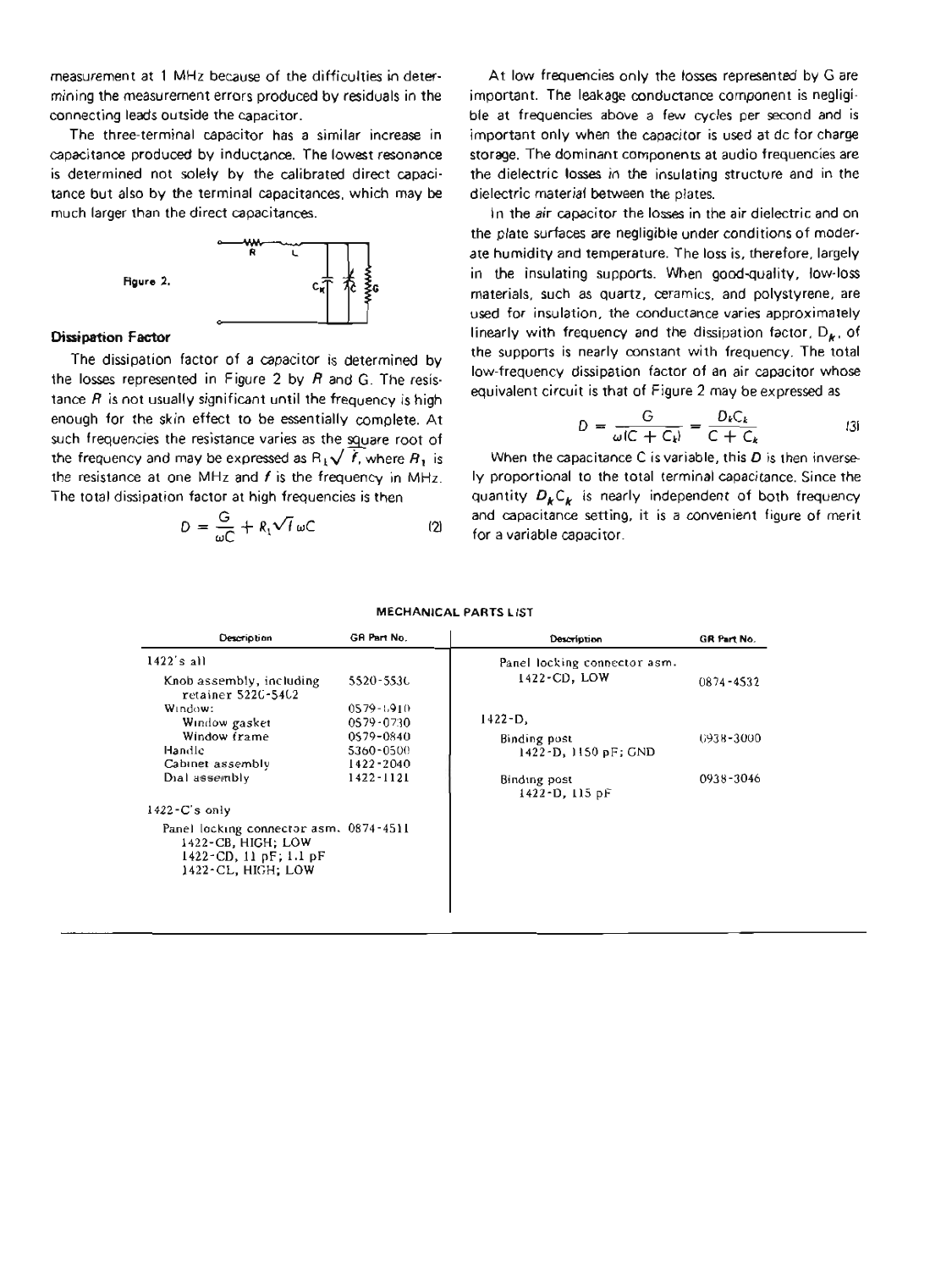measurement at 1 MHz because of the difficulties in determining the measurement errors produced by residuals in the connecting leads outside the capacitor.

The three-terminal capacitor has a similar increase in capacitance produced by inductance. The lowest resonance is determined not solely by the calibrated direct capacitance but also by the terminal capacitances, which may be much larger than the direct capacitances.

Figure 2.

R L $C_K$ C G

### Dissipation Factor

The dissipation factor of a capacitor is determined by the losses represented in Figure 2 by $R$ and G. The resistance $R$ is not usually significant until the frequency is high enough for the skin effect to be essentially complete. At such frequencies the resistance varies as the square root of the frequency and may be expressed as $R_1\sqrt{f}$, where $R_1$ is the resistance at one MHz and $f$ is the frequency in MHz. The total dissipation factor at high frequencies is then

$$D = \frac{G}{\omega C} + R_1\sqrt{f}\,\omega C \tag{2}$$

At low frequencies only the losses represented by G are important. The leakage conductance component is negligible at frequencies above a few cycles per second and is important only when the capacitor is used at dc for charge storage. The dominant components at audio frequencies are the dielectric losses in the insulating structure and in the dielectric material between the plates.

In the air capacitor the losses in the air dielectric and on the plate surfaces are negligible under conditions of moderate humidity and temperature. The loss is, therefore, largely in the insulating supports. When good-quality, low-loss materials, such as quartz, ceramics, and polystyrene, are used for insulation, the conductance varies approximately linearly with frequency and the dissipation factor, $D_k$, of the supports is nearly constant with frequency. The total low-frequency dissipation factor of an air capacitor whose equivalent circuit is that of Figure 2 may be expressed as

$$D = \frac{G}{\omega(C + C_k)} = \frac{D_k C_k}{C + C_k} \tag{3}$$

When the capacitance C is variable, this $D$ is then inversely proportional to the total terminal capacitance. Since the quantity $D_k C_k$ is nearly independent of both frequency and capacitance setting, it is a convenient figure of merit for a variable capacitor.

**MECHANICAL PARTS LIST**

| Description | GR Part No. |
|---|---|
| 1422's all | |
| Knob assembly, including retainer 5220-5402 | 5520-5530 |
| Window: | 0579-0910 |
| Window gasket | 0579-0730 |
| Window frame | 0579-0840 |
| Handle | 5360-0500 |
| Cabinet assembly | 1422-2040 |
| Dial assembly | 1422-1121 |
| 1422-C's only | |
| Panel locking connector asm. 1422-CB, HIGH; LOW 1422-CD, 11 pF; 1.1 pF 1422-CL, HIGH; LOW | 0874-4511 |
| Panel locking connector asm. 1422-CD, LOW | 0874-4532 |
| 1422-D, | |
| Binding post 1422-D, 1150 pF; GND | 0938-3000 |
| Binding post 1422-D, 115 pF | 0938-3046 |